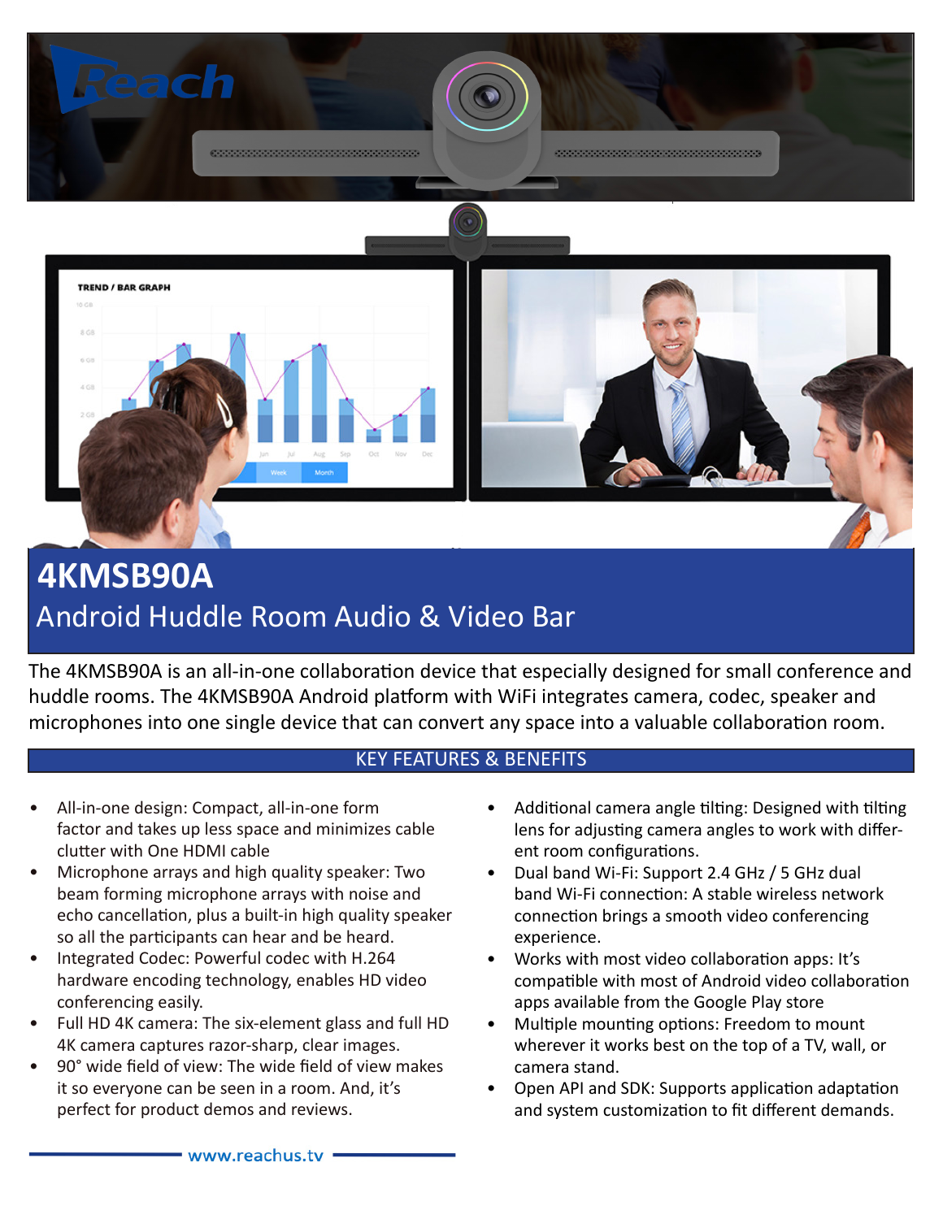# 4KMSB90A

## Android Huddle Room Audio & Video Bar

The 4KMSB90A is an all-in-one collaboration device that especially designed for small conference and huddle rooms. The 4KMSB90A Android platform with WiFi integrates camera, codec, speaker and microphones into one single device that can convert any space into a valuable collaboration room.

## KEY FEATURES & BENEFITS

- All-in-one design: Compact, all-in-one form factor and takes up less space and minimizes cable clutter with One HDMI cable
- Microphone arrays and high quality speaker: Two beam forming microphone arrays with noise and echo cancellation, plus a built-in high quality speaker so all the participants can hear and be heard.
- Integrated Codec: Powerful codec with H.264 hardware encoding technology, enables HD video conferencing easily.
- Full HD 4K camera: The six-element glass and full HD 4K camera captures razor-sharp, clear images.
- 90° wide field of view: The wide field of view makes it so everyone can be seen in a room. And, it's perfect for product demos and reviews.
- Additional camera angle tilting: Designed with tilting lens for adjusting camera angles to work with different room configurations.
- Dual band Wi-Fi: Support 2.4 GHz / 5 GHz dual band Wi-Fi connection: A stable wireless network connection brings a smooth video conferencing experience.
- Works with most video collaboration apps: It's compatible with most of Android video collaboration apps available from the Google Play store
- Multiple mounting options: Freedom to mount wherever it works best on the top of a TV, wall, or camera stand.
- Open API and SDK: Supports application adaptation and system customization to fit different demands.

www.reachus.tv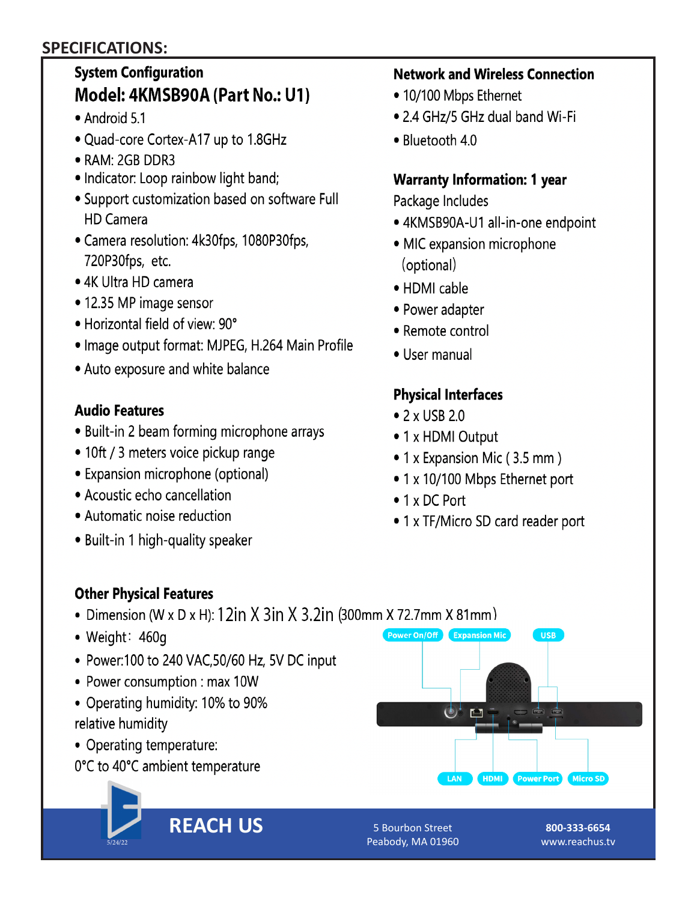## SPECIFICATIONS:

### System Configuration

### Model: 4KMSB90A (Part No.: U1)

- Android 5.1
- Quad-core Cortex-A17 up to 1.8GHz
- RAM: 2GB DDR3
- Indicator: Loop rainbow light band;
- Support customization based on software Full HD Camera
- Camera resolution: 4k30fps, 1080P30fps, 720P30fps, etc.
- 4K Ultra HD camera
- 12.35 MP image sensor
- Horizontal field of view: 90°
- Image output format: MJPEG, H.264 Main Profile
- Auto exposure and white balance

### Audio Features

- Built-in 2 beam forming microphone arrays
- 10ft / 3 meters voice pickup range
- Expansion microphone (optional)
- Acoustic echo cancellation
- Automatic noise reduction
- Built-in 1 high-quality speaker

### Network and Wireless Connection

- 10/100 Mbps Ethernet
- 2.4 GHz/5 GHz dual band Wi-Fi
- Bluetooth 4.0

### Warranty Information: 1 year

Package Includes

- 4KMSB90A-U1 all-in-one endpoint
- MIC expansion microphone (optional)
- HDMI cable
- Power adapter
- Remote control
- User manual

### Physical Interfaces

- 2 x USB 2.0
- 1 x HDMI Output
- 1 x Expansion Mic ( 3.5 mm )
- 1 x 10/100 Mbps Ethernet port
- 1 x DC Port
- 1 x TF/Micro SD card reader port

### Other Physical Features

- Dimension (W x D x H): 12in X 3in X 3.2in (300mm X 72.7mm X 81mm)
- Weight：460g
- Power:100 to 240 VAC,50/60 Hz, 5V DC input
- Power consumption : max 10W
- Operating humidity: 10% to 90% relative humidity
- Operating temperature: 0°C to 40°C ambient temperature

Power On/Off
Expansion Mic
USB
LAN
HDMI
Power Port
Micro SD

**REACH US**

5 Bourbon Street
Peabody, MA 01960

**800-333-6654**
www.reachus.tv

5/24/22